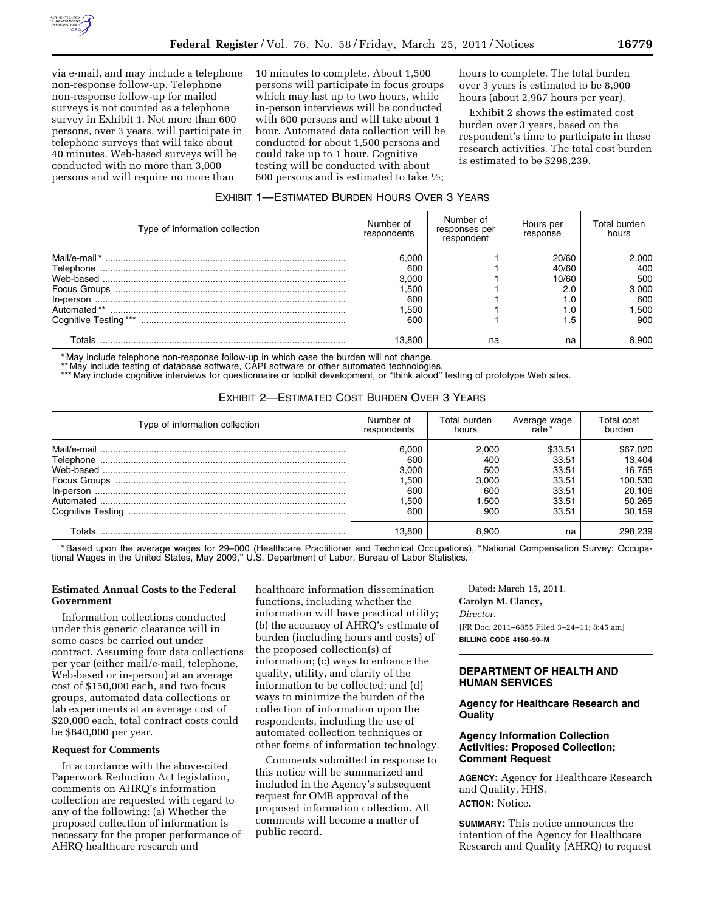via e-mail, and may include a telephone non-response follow-up. Telephone non-response follow-up for mailed surveys is not counted as a telephone survey in Exhibit 1. Not more than 600 persons, over 3 years, will participate in telephone surveys that will take about 40 minutes. Web-based surveys will be conducted with no more than 3,000 persons and will require no more than 10 minutes to complete. About 1,500 persons will participate in focus groups which may last up to two hours, while in-person interviews will be conducted with 600 persons and will take about 1 hour. Automated data collection will be conducted for about 1,500 persons and could take up to 1 hour. Cognitive testing will be conducted with about 600 persons and is estimated to take ½; hours to complete. The total burden over 3 years is estimated to be 8,900 hours (about 2,967 hours per year).

Exhibit 2 shows the estimated cost burden over 3 years, based on the respondent's time to participate in these research activities. The total cost burden is estimated to be $298,239.

EXHIBIT 1—ESTIMATED BURDEN HOURS OVER 3 YEARS

| Type of information collection | Number of respondents | Number of responses per respondent | Hours per response | Total burden hours |
|---|---|---|---|---|
| Mail/e-mail * | 6,000 | 1 | 20/60 | 2,000 |
| Telephone | 600 | 1 | 40/60 | 400 |
| Web-based | 3,000 | 1 | 10/60 | 500 |
| Focus Groups | 1,500 | 1 | 2.0 | 3,000 |
| In-person | 600 | 1 | 1.0 | 600 |
| Automated ** | 1,500 | 1 | 1.0 | 1,500 |
| Cognitive Testing *** | 600 | 1 | 1.5 | 900 |
| Totals | 13,800 | na | na | 8,900 |

* May include telephone non-response follow-up in which case the burden will not change.
** May include testing of database software, CAPI software or other automated technologies.
*** May include cognitive interviews for questionnaire or toolkit development, or "think aloud" testing of prototype Web sites.

EXHIBIT 2—ESTIMATED COST BURDEN OVER 3 YEARS

| Type of information collection | Number of respondents | Total burden hours | Average wage rate * | Total cost burden |
|---|---|---|---|---|
| Mail/e-mail | 6,000 | 2,000 | $33.51 | $67,020 |
| Telephone | 600 | 400 | 33.51 | 13,404 |
| Web-based | 3,000 | 500 | 33.51 | 16,755 |
| Focus Groups | 1,500 | 3,000 | 33.51 | 100,530 |
| In-person | 600 | 600 | 33.51 | 20,106 |
| Automated | 1,500 | 1,500 | 33.51 | 50,265 |
| Cognitive Testing | 600 | 900 | 33.51 | 30,159 |
| Totals | 13,800 | 8,900 | na | 298,239 |

* Based upon the average wages for 29–000 (Healthcare Practitioner and Technical Occupations), "National Compensation Survey: Occupational Wages in the United States, May 2009," U.S. Department of Labor, Bureau of Labor Statistics.

**Estimated Annual Costs to the Federal Government**

Information collections conducted under this generic clearance will in some cases be carried out under contract. Assuming four data collections per year (either mail/e-mail, telephone, Web-based or in-person) at an average cost of $150,000 each, and two focus groups, automated data collections or lab experiments at an average cost of $20,000 each, total contract costs could be $640,000 per year.

**Request for Comments**

In accordance with the above-cited Paperwork Reduction Act legislation, comments on AHRQ's information collection are requested with regard to any of the following: (a) Whether the proposed collection of information is necessary for the proper performance of AHRQ healthcare research and healthcare information dissemination functions, including whether the information will have practical utility; (b) the accuracy of AHRQ's estimate of burden (including hours and costs) of the proposed collection(s) of information; (c) ways to enhance the quality, utility, and clarity of the information to be collected; and (d) ways to minimize the burden of the collection of information upon the respondents, including the use of automated collection techniques or other forms of information technology.

Comments submitted in response to this notice will be summarized and included in the Agency's subsequent request for OMB approval of the proposed information collection. All comments will become a matter of public record.

Dated: March 15, 2011.

**Carolyn M. Clancy,**

*Director.*

[FR Doc. 2011–6855 Filed 3–24–11; 8:45 am]

**BILLING CODE 4160–90–M**

## DEPARTMENT OF HEALTH AND HUMAN SERVICES

### Agency for Healthcare Research and Quality

### Agency Information Collection Activities: Proposed Collection; Comment Request

**AGENCY:** Agency for Healthcare Research and Quality, HHS.

**ACTION:** Notice.

**SUMMARY:** This notice announces the intention of the Agency for Healthcare Research and Quality (AHRQ) to request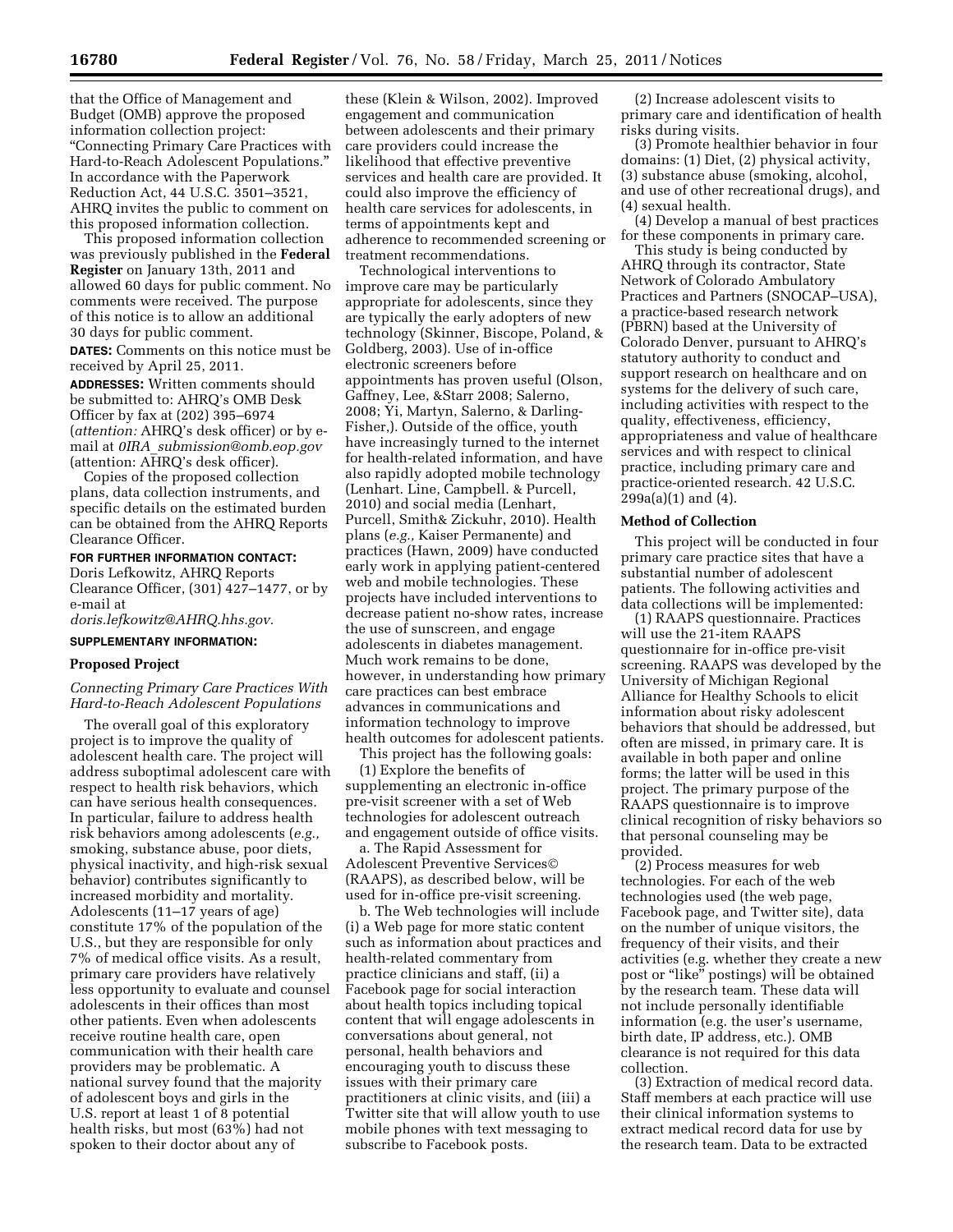that the Office of Management and Budget (OMB) approve the proposed information collection project: "Connecting Primary Care Practices with Hard-to-Reach Adolescent Populations." In accordance with the Paperwork Reduction Act, 44 U.S.C. 3501–3521, AHRQ invites the public to comment on this proposed information collection.

This proposed information collection was previously published in the **Federal Register** on January 13th, 2011 and allowed 60 days for public comment. No comments were received. The purpose of this notice is to allow an additional 30 days for public comment.

**DATES:** Comments on this notice must be received by April 25, 2011.

**ADDRESSES:** Written comments should be submitted to: AHRQ's OMB Desk Officer by fax at (202) 395–6974 (*attention:* AHRQ's desk officer) or by e-mail at *OIRA_submission@omb.eop.gov* (attention: AHRQ's desk officer).

Copies of the proposed collection plans, data collection instruments, and specific details on the estimated burden can be obtained from the AHRQ Reports Clearance Officer.

**FOR FURTHER INFORMATION CONTACT:** Doris Lefkowitz, AHRQ Reports Clearance Officer, (301) 427–1477, or by e-mail at *doris.lefkowitz@AHRQ.hhs.gov.*

**SUPPLEMENTARY INFORMATION:**

## Proposed Project

### *Connecting Primary Care Practices With Hard-to-Reach Adolescent Populations*

The overall goal of this exploratory project is to improve the quality of adolescent health care. The project will address suboptimal adolescent care with respect to health risk behaviors, which can have serious health consequences. In particular, failure to address health risk behaviors among adolescents (*e.g.,* smoking, substance abuse, poor diets, physical inactivity, and high-risk sexual behavior) contributes significantly to increased morbidity and mortality. Adolescents (11–17 years of age) constitute 17% of the population of the U.S., but they are responsible for only 7% of medical office visits. As a result, primary care providers have relatively less opportunity to evaluate and counsel adolescents in their offices than most other patients. Even when adolescents receive routine health care, open communication with their health care providers may be problematic. A national survey found that the majority of adolescent boys and girls in the U.S. report at least 1 of 8 potential health risks, but most (63%) had not spoken to their doctor about any of these (Klein & Wilson, 2002). Improved engagement and communication between adolescents and their primary care providers could increase the likelihood that effective preventive services and health care are provided. It could also improve the efficiency of health care services for adolescents, in terms of appointments kept and adherence to recommended screening or treatment recommendations.

Technological interventions to improve care may be particularly appropriate for adolescents, since they are typically the early adopters of new technology (Skinner, Biscope, Poland, & Goldberg, 2003). Use of in-office electronic screeners before appointments has proven useful (Olson, Gaffney, Lee, &Starr 2008; Salerno, 2008; Yi, Martyn, Salerno, & Darling-Fisher,). Outside of the office, youth have increasingly turned to the internet for health-related information, and have also rapidly adopted mobile technology (Lenhart. Line, Campbell. & Purcell, 2010) and social media (Lenhart, Purcell, Smith& Zickuhr, 2010). Health plans (*e.g.,* Kaiser Permanente) and practices (Hawn, 2009) have conducted early work in applying patient-centered web and mobile technologies. These projects have included interventions to decrease patient no-show rates, increase the use of sunscreen, and engage adolescents in diabetes management. Much work remains to be done, however, in understanding how primary care practices can best embrace advances in communications and information technology to improve health outcomes for adolescent patients.

This project has the following goals:

(1) Explore the benefits of supplementing an electronic in-office pre-visit screener with a set of Web technologies for adolescent outreach and engagement outside of office visits.

a. The Rapid Assessment for Adolescent Preventive Services© (RAAPS), as described below, will be used for in-office pre-visit screening.

b. The Web technologies will include (i) a Web page for more static content such as information about practices and health-related commentary from practice clinicians and staff, (ii) a Facebook page for social interaction about health topics including topical content that will engage adolescents in conversations about general, not personal, health behaviors and encouraging youth to discuss these issues with their primary care practitioners at clinic visits, and (iii) a Twitter site that will allow youth to use mobile phones with text messaging to subscribe to Facebook posts.

(2) Increase adolescent visits to primary care and identification of health risks during visits.

(3) Promote healthier behavior in four domains: (1) Diet, (2) physical activity, (3) substance abuse (smoking, alcohol, and use of other recreational drugs), and (4) sexual health.

(4) Develop a manual of best practices for these components in primary care.

This study is being conducted by AHRQ through its contractor, State Network of Colorado Ambulatory Practices and Partners (SNOCAP–USA), a practice-based research network (PBRN) based at the University of Colorado Denver, pursuant to AHRQ's statutory authority to conduct and support research on healthcare and on systems for the delivery of such care, including activities with respect to the quality, effectiveness, efficiency, appropriateness and value of healthcare services and with respect to clinical practice, including primary care and practice-oriented research. 42 U.S.C. 299a(a)(1) and (4).

## Method of Collection

This project will be conducted in four primary care practice sites that have a substantial number of adolescent patients. The following activities and data collections will be implemented:

(1) RAAPS questionnaire. Practices will use the 21-item RAAPS questionnaire for in-office pre-visit screening. RAAPS was developed by the University of Michigan Regional Alliance for Healthy Schools to elicit information about risky adolescent behaviors that should be addressed, but often are missed, in primary care. It is available in both paper and online forms; the latter will be used in this project. The primary purpose of the RAAPS questionnaire is to improve clinical recognition of risky behaviors so that personal counseling may be provided.

(2) Process measures for web technologies. For each of the web technologies used (the web page, Facebook page, and Twitter site), data on the number of unique visitors, the frequency of their visits, and their activities (e.g. whether they create a new post or "like" postings) will be obtained by the research team. These data will not include personally identifiable information (e.g. the user's username, birth date, IP address, etc.). OMB clearance is not required for this data collection.

(3) Extraction of medical record data. Staff members at each practice will use their clinical information systems to extract medical record data for use by the research team. Data to be extracted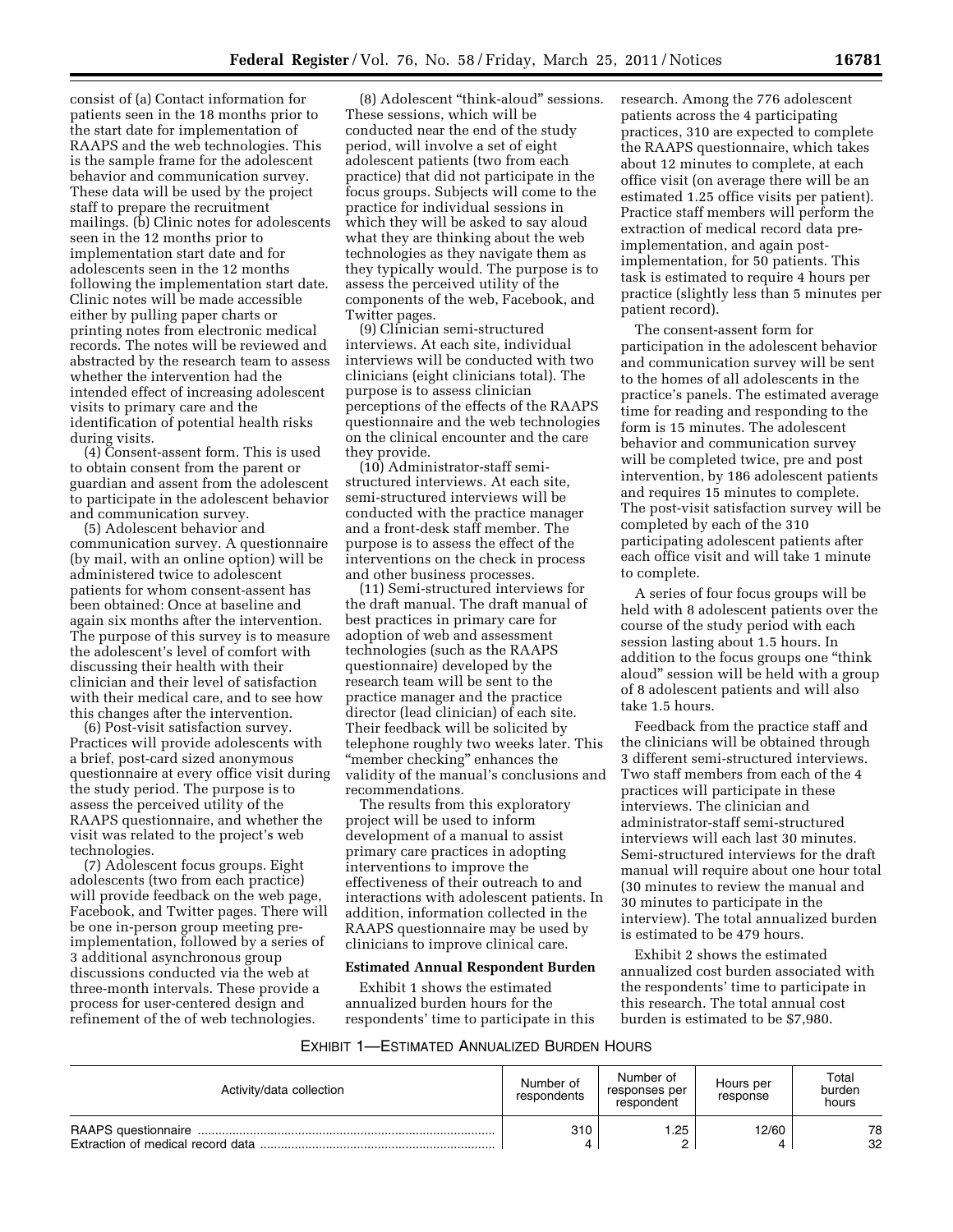consist of (a) Contact information for patients seen in the 18 months prior to the start date for implementation of RAAPS and the web technologies. This is the sample frame for the adolescent behavior and communication survey. These data will be used by the project staff to prepare the recruitment mailings. (b) Clinic notes for adolescents seen in the 12 months prior to implementation start date and for adolescents seen in the 12 months following the implementation start date. Clinic notes will be made accessible either by pulling paper charts or printing notes from electronic medical records. The notes will be reviewed and abstracted by the research team to assess whether the intervention had the intended effect of increasing adolescent visits to primary care and the identification of potential health risks during visits.

(4) Consent-assent form. This is used to obtain consent from the parent or guardian and assent from the adolescent to participate in the adolescent behavior and communication survey.

(5) Adolescent behavior and communication survey. A questionnaire (by mail, with an online option) will be administered twice to adolescent patients for whom consent-assent has been obtained: Once at baseline and again six months after the intervention. The purpose of this survey is to measure the adolescent's level of comfort with discussing their health with their clinician and their level of satisfaction with their medical care, and to see how this changes after the intervention.

(6) Post-visit satisfaction survey. Practices will provide adolescents with a brief, post-card sized anonymous questionnaire at every office visit during the study period. The purpose is to assess the perceived utility of the RAAPS questionnaire, and whether the visit was related to the project's web technologies.

(7) Adolescent focus groups. Eight adolescents (two from each practice) will provide feedback on the web page, Facebook, and Twitter pages. There will be one in-person group meeting pre-implementation, followed by a series of 3 additional asynchronous group discussions conducted via the web at three-month intervals. These provide a process for user-centered design and refinement of the of web technologies.

(8) Adolescent "think-aloud" sessions. These sessions, which will be conducted near the end of the study period, will involve a set of eight adolescent patients (two from each practice) that did not participate in the focus groups. Subjects will come to the practice for individual sessions in which they will be asked to say aloud what they are thinking about the web technologies as they navigate them as they typically would. The purpose is to assess the perceived utility of the components of the web, Facebook, and Twitter pages.

(9) Clinician semi-structured interviews. At each site, individual interviews will be conducted with two clinicians (eight clinicians total). The purpose is to assess clinician perceptions of the effects of the RAAPS questionnaire and the web technologies on the clinical encounter and the care they provide.

(10) Administrator-staff semi-structured interviews. At each site, semi-structured interviews will be conducted with the practice manager and a front-desk staff member. The purpose is to assess the effect of the interventions on the check in process and other business processes.

(11) Semi-structured interviews for the draft manual. The draft manual of best practices in primary care for adoption of web and assessment technologies (such as the RAAPS questionnaire) developed by the research team will be sent to the practice manager and the practice director (lead clinician) of each site. Their feedback will be solicited by telephone roughly two weeks later. This "member checking" enhances the validity of the manual's conclusions and recommendations.

The results from this exploratory project will be used to inform development of a manual to assist primary care practices in adopting interventions to improve the effectiveness of their outreach to and interactions with adolescent patients. In addition, information collected in the RAAPS questionnaire may be used by clinicians to improve clinical care.

**Estimated Annual Respondent Burden**

Exhibit 1 shows the estimated annualized burden hours for the respondents' time to participate in this research. Among the 776 adolescent patients across the 4 participating practices, 310 are expected to complete the RAAPS questionnaire, which takes about 12 minutes to complete, at each office visit (on average there will be an estimated 1.25 office visits per patient). Practice staff members will perform the extraction of medical record data pre-implementation, and again post-implementation, for 50 patients. This task is estimated to require 4 hours per practice (slightly less than 5 minutes per patient record).

The consent-assent form for participation in the adolescent behavior and communication survey will be sent to the homes of all adolescents in the practice's panels. The estimated average time for reading and responding to the form is 15 minutes. The adolescent behavior and communication survey will be completed twice, pre and post intervention, by 186 adolescent patients and requires 15 minutes to complete. The post-visit satisfaction survey will be completed by each of the 310 participating adolescent patients after each office visit and will take 1 minute to complete.

A series of four focus groups will be held with 8 adolescent patients over the course of the study period with each session lasting about 1.5 hours. In addition to the focus groups one "think aloud" session will be held with a group of 8 adolescent patients and will also take 1.5 hours.

Feedback from the practice staff and the clinicians will be obtained through 3 different semi-structured interviews. Two staff members from each of the 4 practices will participate in these interviews. The clinician and administrator-staff semi-structured interviews will each last 30 minutes. Semi-structured interviews for the draft manual will require about one hour total (30 minutes to review the manual and 30 minutes to participate in the interview). The total annualized burden is estimated to be 479 hours.

Exhibit 2 shows the estimated annualized cost burden associated with the respondents' time to participate in this research. The total annual cost burden is estimated to be $7,980.

EXHIBIT 1—ESTIMATED ANNUALIZED BURDEN HOURS

| Activity/data collection | Number of respondents | Number of responses per respondent | Hours per response | Total burden hours |
|---|---|---|---|---|
| RAAPS questionnaire | 310 | 1.25 | 12/60 | 78 |
| Extraction of medical record data | 4 | 2 | 4 | 32 |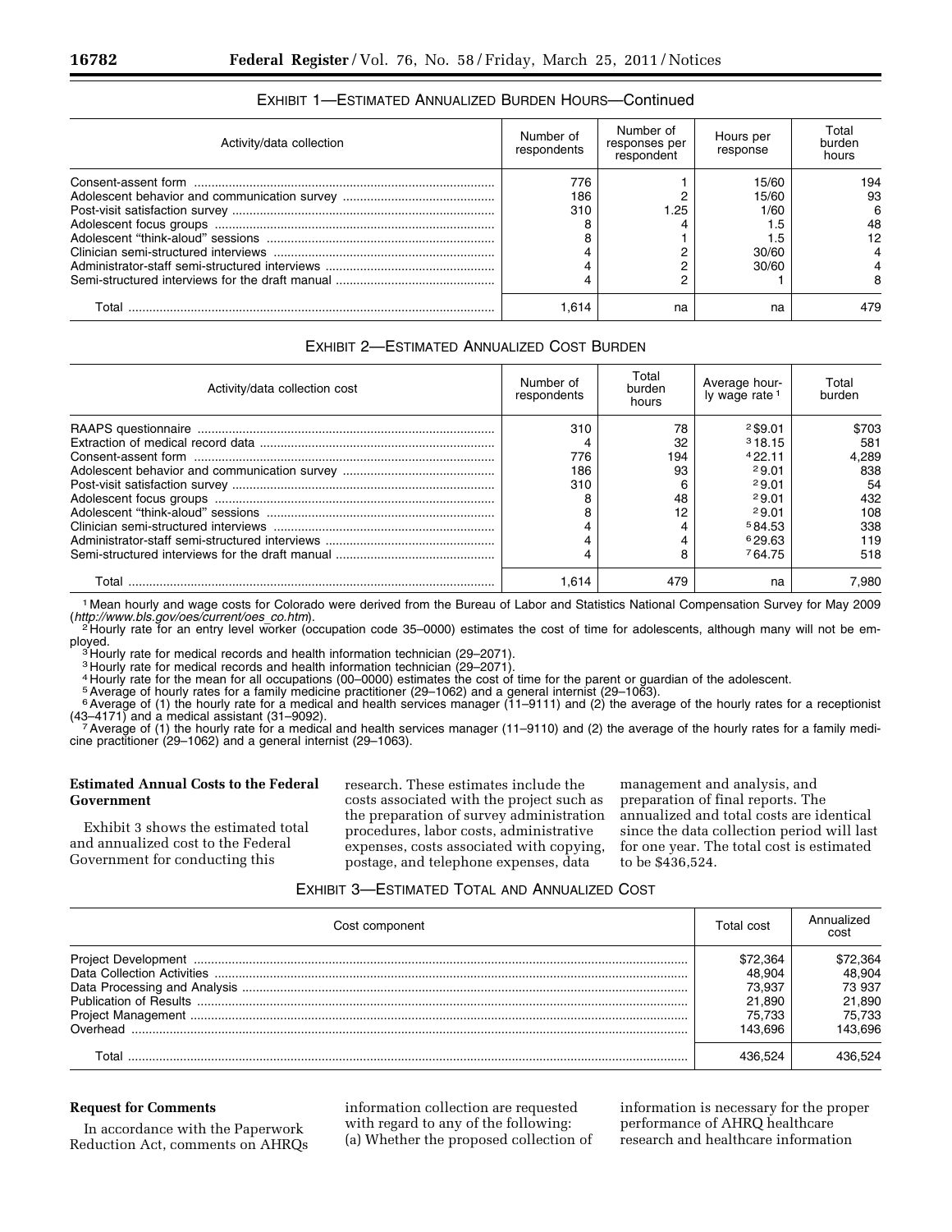EXHIBIT 1—ESTIMATED ANNUALIZED BURDEN HOURS—Continued

| Activity/data collection | Number of respondents | Number of responses per respondent | Hours per response | Total burden hours |
|---|---|---|---|---|
| Consent-assent form | 776 | 1 | 15/60 | 194 |
| Adolescent behavior and communication survey | 186 | 2 | 15/60 | 93 |
| Post-visit satisfaction survey | 310 | 1.25 | 1/60 | 6 |
| Adolescent focus groups | 8 | 4 | 1.5 | 48 |
| Adolescent "think-aloud" sessions | 8 | 1 | 1.5 | 12 |
| Clinician semi-structured interviews | 4 | 2 | 30/60 | 4 |
| Administrator-staff semi-structured interviews | 4 | 2 | 30/60 | 4 |
| Semi-structured interviews for the draft manual | 4 | 2 | 1 | 8 |
| Total | 1,614 | na | na | 479 |

EXHIBIT 2—ESTIMATED ANNUALIZED COST BURDEN

| Activity/data collection cost | Number of respondents | Total burden hours | Average hourly wage rate [1] | Total burden |
|---|---|---|---|---|
| RAAPS questionnaire | 310 | 78 | [2] $9.01 | $703 |
| Extraction of medical record data | 4 | 32 | [3] 18.15 | 581 |
| Consent-assent form | 776 | 194 | [4] 22.11 | 4,289 |
| Adolescent behavior and communication survey | 186 | 93 | [2] 9.01 | 838 |
| Post-visit satisfaction survey | 310 | 6 | [2] 9.01 | 54 |
| Adolescent focus groups | 8 | 48 | [2] 9.01 | 432 |
| Adolescent "think-aloud" sessions | 8 | 12 | [2] 9.01 | 108 |
| Clinician semi-structured interviews | 4 | 4 | [5] 84.53 | 338 |
| Administrator-staff semi-structured interviews | 4 | 4 | [6] 29.63 | 119 |
| Semi-structured interviews for the draft manual | 4 | 8 | [7] 64.75 | 518 |
| Total | 1,614 | 479 | na | 7,980 |

[1] Mean hourly and wage costs for Colorado were derived from the Bureau of Labor and Statistics National Compensation Survey for May 2009 (*http://www.bls.gov/oes/current/oes_co.htm*).

[2] Hourly rate for an entry level worker (occupation code 35–0000) estimates the cost of time for adolescents, although many will not be employed.

[3] Hourly rate for medical records and health information technician (29–2071).

[3] Hourly rate for medical records and health information technician (29–2071).

[4] Hourly rate for the mean for all occupations (00–0000) estimates the cost of time for the parent or guardian of the adolescent.

[5] Average of hourly rates for a family medicine practitioner (29–1062) and a general internist (29–1063).

[6] Average of (1) the hourly rate for a medical and health services manager (11–9111) and (2) the average of the hourly rates for a receptionist (43–4171) and a medical assistant (31–9092).

[7] Average of (1) the hourly rate for a medical and health services manager (11–9110) and (2) the average of the hourly rates for a family medicine practitioner (29–1062) and a general internist (29–1063).

**Estimated Annual Costs to the Federal Government**

Exhibit 3 shows the estimated total and annualized cost to the Federal Government for conducting this research. These estimates include the costs associated with the project such as the preparation of survey administration procedures, labor costs, administrative expenses, costs associated with copying, postage, and telephone expenses, data management and analysis, and preparation of final reports. The annualized and total costs are identical since the data collection period will last for one year. The total cost is estimated to be $436,524.

EXHIBIT 3—ESTIMATED TOTAL AND ANNUALIZED COST

| Cost component | Total cost | Annualized cost |
|---|---|---|
| Project Development | $72,364 | $72,364 |
| Data Collection Activities | 48,904 | 48,904 |
| Data Processing and Analysis | 73,937 | 73 937 |
| Publication of Results | 21,890 | 21,890 |
| Project Management | 75,733 | 75,733 |
| Overhead | 143,696 | 143,696 |
| Total | 436,524 | 436,524 |

**Request for Comments**

In accordance with the Paperwork Reduction Act, comments on AHRQs information collection are requested with regard to any of the following: (a) Whether the proposed collection of information is necessary for the proper performance of AHRQ healthcare research and healthcare information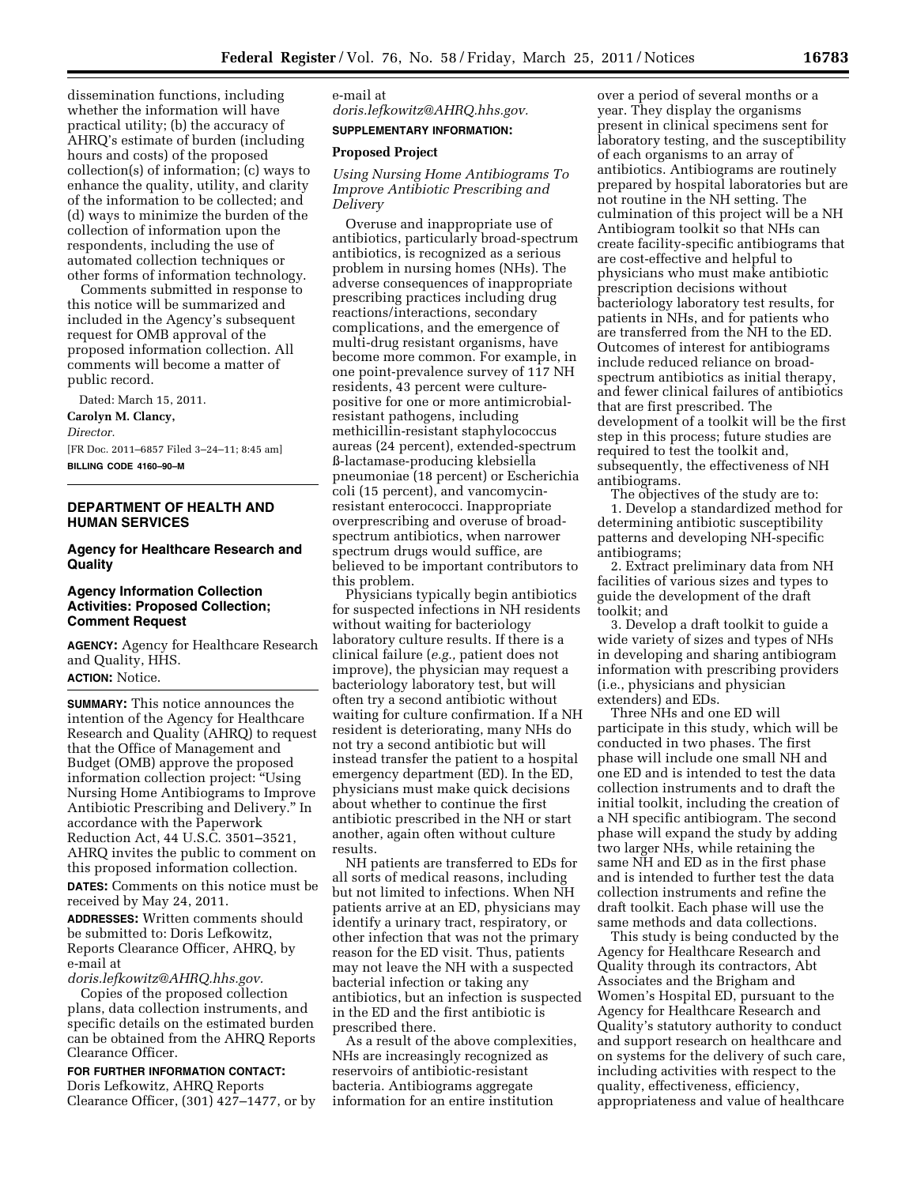dissemination functions, including whether the information will have practical utility; (b) the accuracy of AHRQ's estimate of burden (including hours and costs) of the proposed collection(s) of information; (c) ways to enhance the quality, utility, and clarity of the information to be collected; and (d) ways to minimize the burden of the collection of information upon the respondents, including the use of automated collection techniques or other forms of information technology.

Comments submitted in response to this notice will be summarized and included in the Agency's subsequent request for OMB approval of the proposed information collection. All comments will become a matter of public record.

Dated: March 15, 2011.

**Carolyn M. Clancy,**

*Director.*

[FR Doc. 2011–6857 Filed 3–24–11; 8:45 am]

**BILLING CODE 4160–90–M**

## DEPARTMENT OF HEALTH AND HUMAN SERVICES

### Agency for Healthcare Research and Quality

### Agency Information Collection Activities: Proposed Collection; Comment Request

**AGENCY:** Agency for Healthcare Research and Quality, HHS.

**ACTION:** Notice.

**SUMMARY:** This notice announces the intention of the Agency for Healthcare Research and Quality (AHRQ) to request that the Office of Management and Budget (OMB) approve the proposed information collection project: "Using Nursing Home Antibiograms to Improve Antibiotic Prescribing and Delivery." In accordance with the Paperwork Reduction Act, 44 U.S.C. 3501–3521, AHRQ invites the public to comment on this proposed information collection.

**DATES:** Comments on this notice must be received by May 24, 2011.

**ADDRESSES:** Written comments should be submitted to: Doris Lefkowitz, Reports Clearance Officer, AHRQ, by e-mail at *doris.lefkowitz@AHRQ.hhs.gov.*

Copies of the proposed collection plans, data collection instruments, and specific details on the estimated burden can be obtained from the AHRQ Reports Clearance Officer.

**FOR FURTHER INFORMATION CONTACT:** Doris Lefkowitz, AHRQ Reports Clearance Officer, (301) 427–1477, or by e-mail at *doris.lefkowitz@AHRQ.hhs.gov.*

**SUPPLEMENTARY INFORMATION:**

**Proposed Project**

*Using Nursing Home Antibiograms To Improve Antibiotic Prescribing and Delivery*

Overuse and inappropriate use of antibiotics, particularly broad-spectrum antibiotics, is recognized as a serious problem in nursing homes (NHs). The adverse consequences of inappropriate prescribing practices including drug reactions/interactions, secondary complications, and the emergence of multi-drug resistant organisms, have become more common. For example, in one point-prevalence survey of 117 NH residents, 43 percent were culture-positive for one or more antimicrobial-resistant pathogens, including methicillin-resistant staphylococcus aureas (24 percent), extended-spectrum ß-lactamase-producing klebsiella pneumoniae (18 percent) or Escherichia coli (15 percent), and vancomycin-resistant enterococci. Inappropriate overprescribing and overuse of broad-spectrum antibiotics, when narrower spectrum drugs would suffice, are believed to be important contributors to this problem.

Physicians typically begin antibiotics for suspected infections in NH residents without waiting for bacteriology laboratory culture results. If there is a clinical failure (*e.g.,* patient does not improve), the physician may request a bacteriology laboratory test, but will often try a second antibiotic without waiting for culture confirmation. If a NH resident is deteriorating, many NHs do not try a second antibiotic but will instead transfer the patient to a hospital emergency department (ED). In the ED, physicians must make quick decisions about whether to continue the first antibiotic prescribed in the NH or start another, again often without culture results.

NH patients are transferred to EDs for all sorts of medical reasons, including but not limited to infections. When NH patients arrive at an ED, physicians may identify a urinary tract, respiratory, or other infection that was not the primary reason for the ED visit. Thus, patients may not leave the NH with a suspected bacterial infection or taking any antibiotics, but an infection is suspected in the ED and the first antibiotic is prescribed there.

As a result of the above complexities, NHs are increasingly recognized as reservoirs of antibiotic-resistant bacteria. Antibiograms aggregate information for an entire institution over a period of several months or a year. They display the organisms present in clinical specimens sent for laboratory testing, and the susceptibility of each organisms to an array of antibiotics. Antibiograms are routinely prepared by hospital laboratories but are not routine in the NH setting. The culmination of this project will be a NH Antibiogram toolkit so that NHs can create facility-specific antibiograms that are cost-effective and helpful to physicians who must make antibiotic prescription decisions without bacteriology laboratory test results, for patients in NHs, and for patients who are transferred from the NH to the ED. Outcomes of interest for antibiograms include reduced reliance on broad-spectrum antibiotics as initial therapy, and fewer clinical failures of antibiotics that are first prescribed. The development of a toolkit will be the first step in this process; future studies are required to test the toolkit and, subsequently, the effectiveness of NH antibiograms.

The objectives of the study are to:

1. Develop a standardized method for determining antibiotic susceptibility patterns and developing NH-specific antibiograms;
2. Extract preliminary data from NH facilities of various sizes and types to guide the development of the draft toolkit; and
3. Develop a draft toolkit to guide a wide variety of sizes and types of NHs in developing and sharing antibiogram information with prescribing providers (i.e., physicians and physician extenders) and EDs.

Three NHs and one ED will participate in this study, which will be conducted in two phases. The first phase will include one small NH and one ED and is intended to test the data collection instruments and to draft the initial toolkit, including the creation of a NH specific antibiogram. The second phase will expand the study by adding two larger NHs, while retaining the same NH and ED as in the first phase and is intended to further test the data collection instruments and refine the draft toolkit. Each phase will use the same methods and data collections.

This study is being conducted by the Agency for Healthcare Research and Quality through its contractors, Abt Associates and the Brigham and Women's Hospital ED, pursuant to the Agency for Healthcare Research and Quality's statutory authority to conduct and support research on healthcare and on systems for the delivery of such care, including activities with respect to the quality, effectiveness, efficiency, appropriateness and value of healthcare